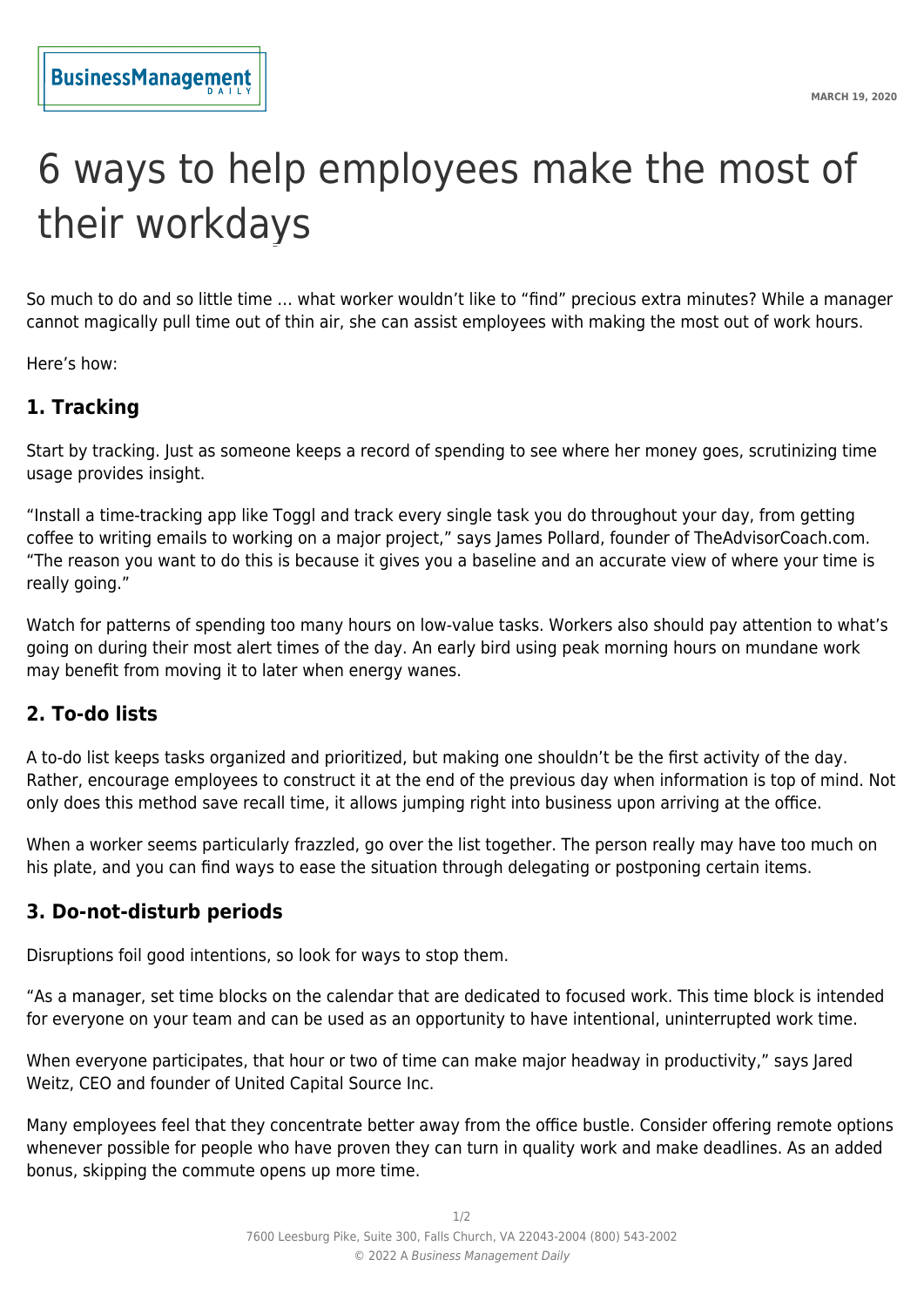# 6 ways to help employees make the most of their workdays

So much to do and so little time … what worker wouldn't like to "find" precious extra minutes? While a manager cannot magically pull time out of thin air, she can assist employees with making the most out of work hours.

Here's how:

## 1. Tracking

Start by tracking. Just as someone keeps a record of spending to see where her money goes, scrutinizing time usage provides insight.

"Install a time-tracking app like Toggl and track every single task you do throughout your day, from getting coffee to writing emails to working on a major project," says James Pollard, founder of TheAdvisorCoach.com. "The reason you want to do this is because it gives you a baseline and an accurate view of where your time is really going."

Watch for patterns of spending too many hours on low-value tasks. Workers also should pay attention to what's going on during their most alert times of the day. An early bird using peak morning hours on mundane work may benefit from moving it to later when energy wanes.

## 2. To-do lists

A to-do list keeps tasks organized and prioritized, but making one shouldn't be the first activity of the day. Rather, encourage employees to construct it at the end of the previous day when information is top of mind. Not only does this method save recall time, it allows jumping right into business upon arriving at the office.

When a worker seems particularly frazzled, go over the list together. The person really may have too much on his plate, and you can find ways to ease the situation through delegating or postponing certain items.

## 3. Do-not-disturb periods

Disruptions foil good intentions, so look for ways to stop them.

"As a manager, set time blocks on the calendar that are dedicated to focused work. This time block is intended for everyone on your team and can be used as an opportunity to have intentional, uninterrupted work time.

When everyone participates, that hour or two of time can make major headway in productivity," says Jared Weitz, CEO and founder of United Capital Source Inc.

Many employees feel that they concentrate better away from the office bustle. Consider offering remote options whenever possible for people who have proven they can turn in quality work and make deadlines. As an added bonus, skipping the commute opens up more time.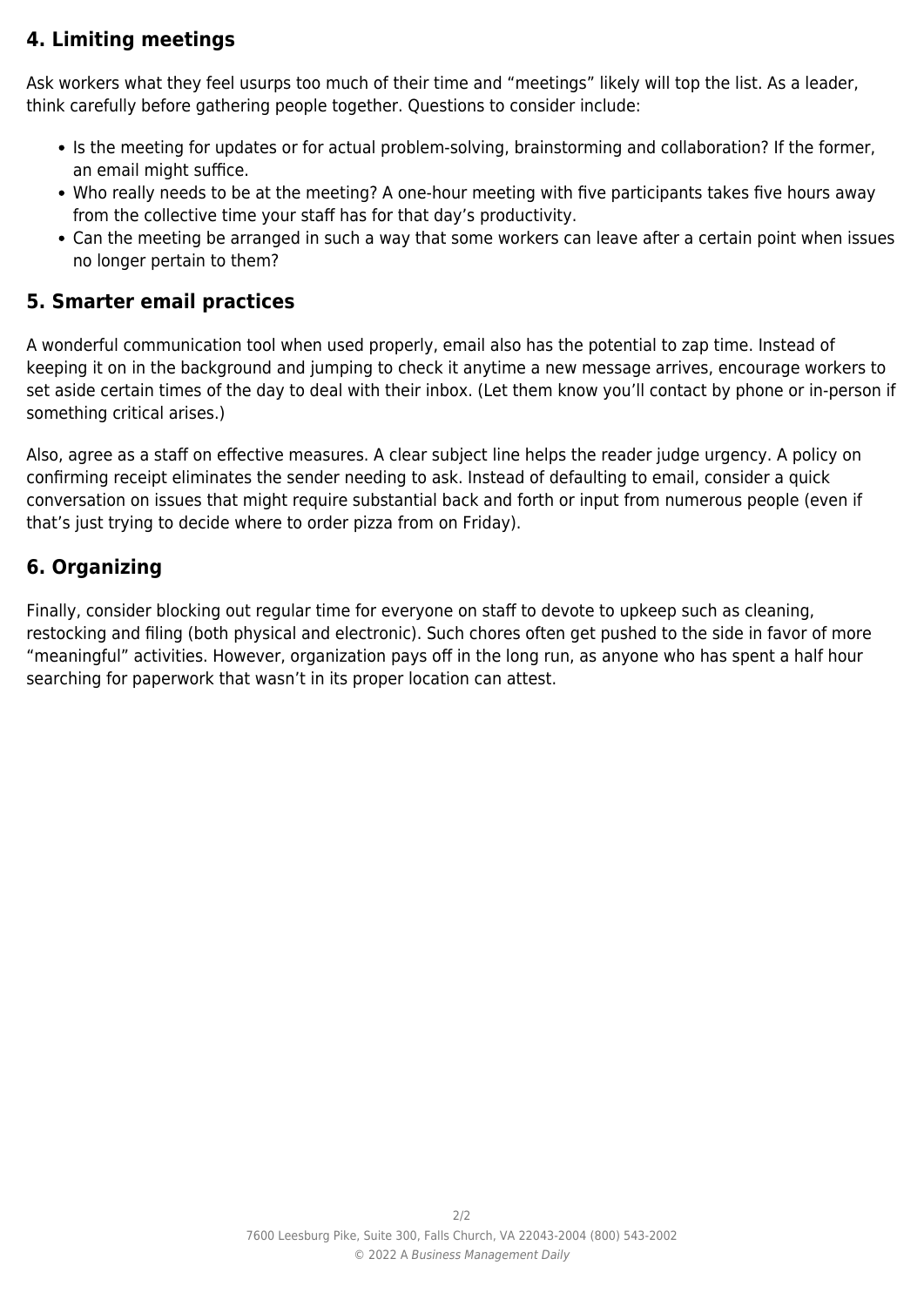## 4. Limiting meetings

Ask workers what they feel usurps too much of their time and "meetings" likely will top the list. As a leader, think carefully before gathering people together. Questions to consider include:

- Is the meeting for updates or for actual problem-solving, brainstorming and collaboration? If the former, an email might suffice.
- Who really needs to be at the meeting? A one-hour meeting with five participants takes five hours away from the collective time your staff has for that day's productivity.
- Can the meeting be arranged in such a way that some workers can leave after a certain point when issues no longer pertain to them?

## 5. Smarter email practices

A wonderful communication tool when used properly, email also has the potential to zap time. Instead of keeping it on in the background and jumping to check it anytime a new message arrives, encourage workers to set aside certain times of the day to deal with their inbox. (Let them know you'll contact by phone or in-person if something critical arises.)

Also, agree as a staff on effective measures. A clear subject line helps the reader judge urgency. A policy on confirming receipt eliminates the sender needing to ask. Instead of defaulting to email, consider a quick conversation on issues that might require substantial back and forth or input from numerous people (even if that's just trying to decide where to order pizza from on Friday).

## 6. Organizing

Finally, consider blocking out regular time for everyone on staff to devote to upkeep such as cleaning, restocking and filing (both physical and electronic). Such chores often get pushed to the side in favor of more "meaningful" activities. However, organization pays off in the long run, as anyone who has spent a half hour searching for paperwork that wasn't in its proper location can attest.